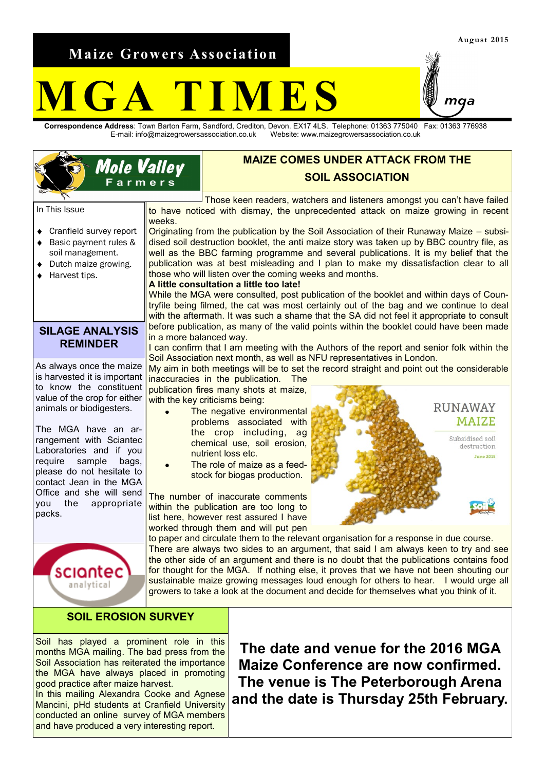August 2015

# Maize Growers Association

# MGA TIMES

**Correspondence Address**: Town Barton Farm, Sandford, Crediton, Devon. EX17 4LS. Telephone: 01363 775040 Fax: 01363 776938
E-mail: info@maizegrowersassociation.co.uk Website: www.maizegrowersassociation.co.uk

In This Issue

- Cranfield survey report
- Basic payment rules & soil management.
- Dutch maize growing.
- Harvest tips.

## MAIZE COMES UNDER ATTACK FROM THE SOIL ASSOCIATION

Those keen readers, watchers and listeners amongst you can't have failed to have noticed with dismay, the unprecedented attack on maize growing in recent weeks.

Originating from the publication by the Soil Association of their Runaway Maize – subsidised soil destruction booklet, the anti maize story was taken up by BBC country file, as well as the BBC farming programme and several publications. It is my belief that the publication was at best misleading and I plan to make my dissatisfaction clear to all those who will listen over the coming weeks and months.

**A little consultation a little too late!**

While the MGA were consulted, post publication of the booklet and within days of Countryfile being filmed, the cat was most certainly out of the bag and we continue to deal with the aftermath. It was such a shame that the SA did not feel it appropriate to consult before publication, as many of the valid points within the booklet could have been made in a more balanced way.

I can confirm that I am meeting with the Authors of the report and senior folk within the Soil Association next month, as well as NFU representatives in London.

My aim in both meetings will be to set the record straight and point out the considerable inaccuracies in the publication. The publication fires many shots at maize, with the key criticisms being:

- The negative environmental problems associated with the crop including, ag chemical use, soil erosion, nutrient loss etc.
- The role of maize as a feedstock for biogas production.

The number of inaccurate comments within the publication are too long to list here, however rest assured I have worked through them and will put pen to paper and circulate them to the relevant organisation for a response in due course.

There are always two sides to an argument, that said I am always keen to try and see the other side of an argument and there is no doubt that the publications contains food for thought for the MGA. If nothing else, it proves that we have not been shouting our sustainable maize growing messages loud enough for others to hear. I would urge all growers to take a look at the document and decide for themselves what you think of it.

## SILAGE ANALYSIS REMINDER

As always once the maize is harvested it is important to know the constituent value of the crop for either animals or biodigesters.

The MGA have an arrangement with Sciantec Laboratories and if you require sample bags, please do not hesitate to contact Jean in the MGA Office and she will send you the appropriate packs.

## SOIL EROSION SURVEY

Soil has played a prominent role in this months MGA mailing. The bad press from the Soil Association has reiterated the importance the MGA have always placed in promoting good practice after maize harvest.

In this mailing Alexandra Cooke and Agnese Mancini, pHd students at Cranfield University conducted an online survey of MGA members and have produced a very interesting report.

**The date and venue for the 2016 MGA Maize Conference are now confirmed. The venue is The Peterborough Arena and the date is Thursday 25th February.**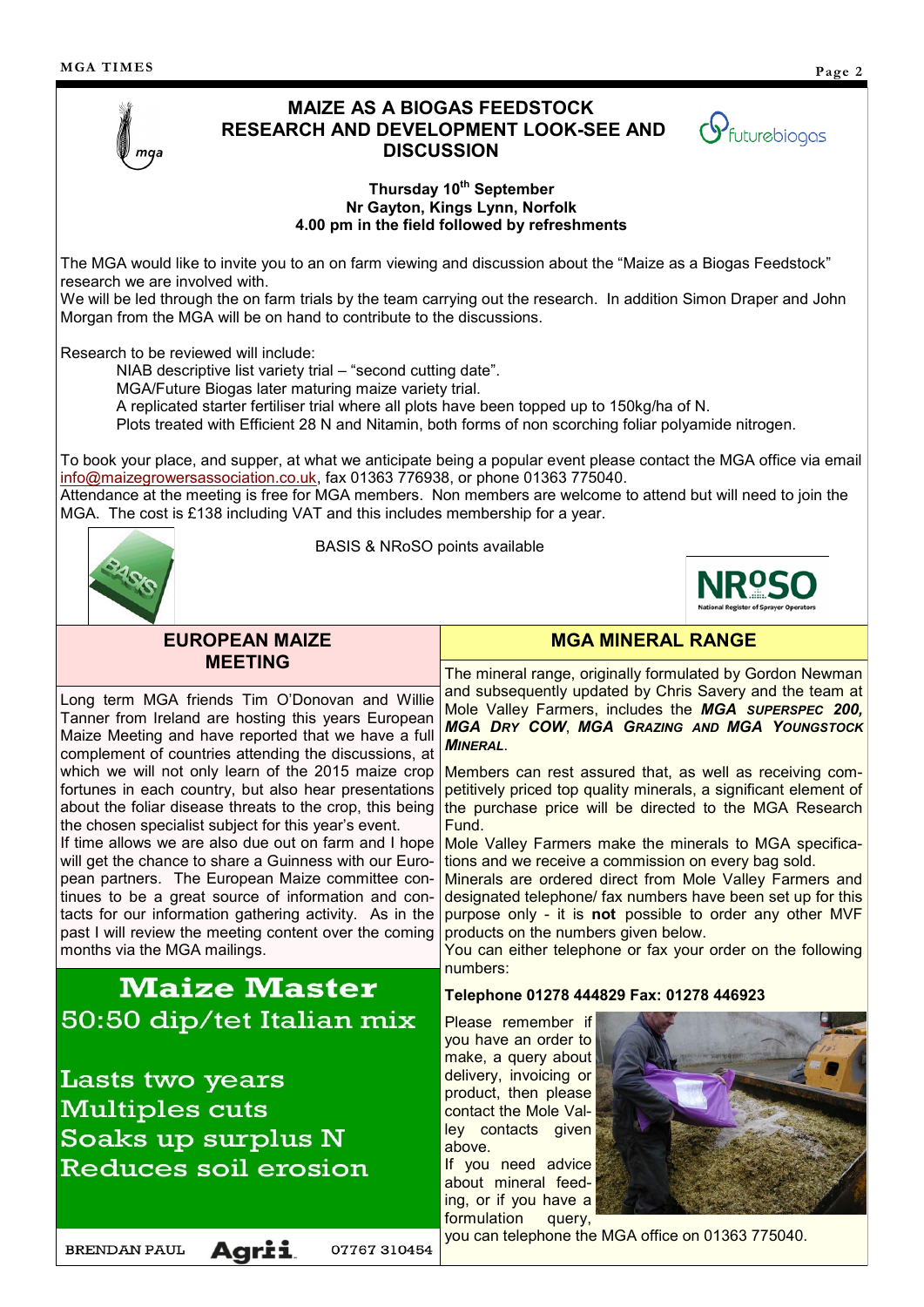# MAIZE AS A BIOGAS FEEDSTOCK RESEARCH AND DEVELOPMENT LOOK-SEE AND DISCUSSION

**Thursday 10th September**
**Nr Gayton, Kings Lynn, Norfolk**
**4.00 pm in the field followed by refreshments**

The MGA would like to invite you to an on farm viewing and discussion about the "Maize as a Biogas Feedstock" research we are involved with.

We will be led through the on farm trials by the team carrying out the research. In addition Simon Draper and John Morgan from the MGA will be on hand to contribute to the discussions.

Research to be reviewed will include:

- NIAB descriptive list variety trial – "second cutting date".
- MGA/Future Biogas later maturing maize variety trial.
- A replicated starter fertiliser trial where all plots have been topped up to 150kg/ha of N.
- Plots treated with Efficient 28 N and Nitamin, both forms of non scorching foliar polyamide nitrogen.

To book your place, and supper, at what we anticipate being a popular event please contact the MGA office via email info@maizegrowersassociation.co.uk, fax 01363 776938, or phone 01363 775040.

Attendance at the meeting is free for MGA members. Non members are welcome to attend but will need to join the MGA. The cost is £138 including VAT and this includes membership for a year.

BASIS & NRoSO points available

## EUROPEAN MAIZE MEETING

Long term MGA friends Tim O'Donovan and Willie Tanner from Ireland are hosting this years European Maize Meeting and have reported that we have a full complement of countries attending the discussions, at which we will not only learn of the 2015 maize crop fortunes in each country, but also hear presentations about the foliar disease threats to the crop, this being the chosen specialist subject for this year's event.

If time allows we are also due out on farm and I hope will get the chance to share a Guinness with our European partners. The European Maize committee continues to be a great source of information and contacts for our information gathering activity. As in the past I will review the meeting content over the coming months via the MGA mailings.

## Maize Master

50:50 dip/tet Italian mix

Lasts two years
Multiples cuts
Soaks up surplus N
Reduces soil erosion

BRENDAN PAUL Agrii 07767 310454

## MGA MINERAL RANGE

The mineral range, originally formulated by Gordon Newman and subsequently updated by Chris Savery and the team at Mole Valley Farmers, includes the ***MGA SUPERSPEC 200, MGA DRY COW, MGA GRAZING AND MGA YOUNGSTOCK MINERAL***.

Members can rest assured that, as well as receiving competitively priced top quality minerals, a significant element of the purchase price will be directed to the MGA Research Fund.

Mole Valley Farmers make the minerals to MGA specifications and we receive a commission on every bag sold.

Minerals are ordered direct from Mole Valley Farmers and designated telephone/ fax numbers have been set up for this purpose only - it is **not** possible to order any other MVF products on the numbers given below.

You can either telephone or fax your order on the following numbers:

**Telephone 01278 444829 Fax: 01278 446923**

Please remember if you have an order to make, a query about delivery, invoicing or product, then please contact the Mole Valley contacts given above.

If you need advice about mineral feeding, or if you have a formulation query, you can telephone the MGA office on 01363 775040.